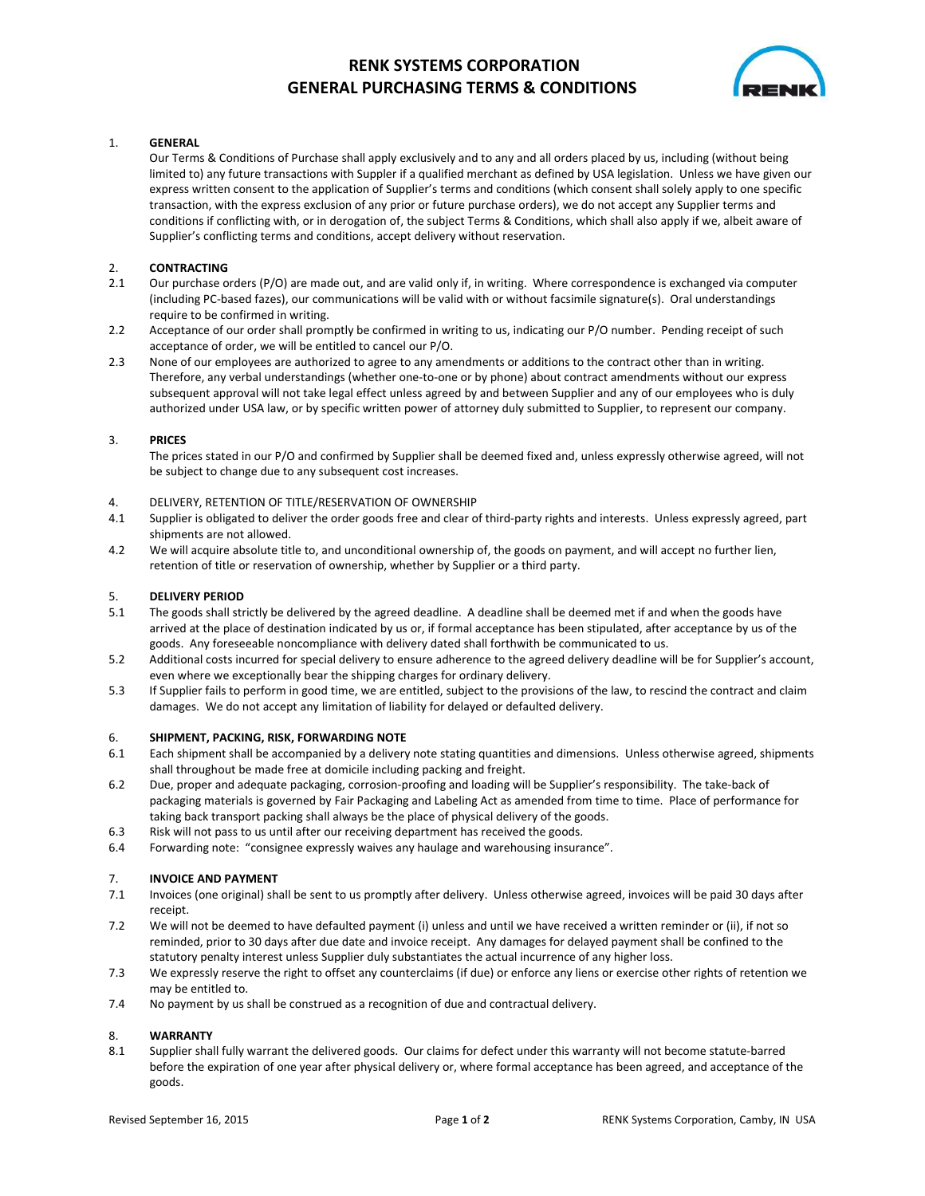# RENK SYSTEMS CORPORATION
# GENERAL PURCHASING TERMS & CONDITIONS

1. **GENERAL**

   Our Terms & Conditions of Purchase shall apply exclusively and to any and all orders placed by us, including (without being limited to) any future transactions with Suppler if a qualified merchant as defined by USA legislation. Unless we have given our express written consent to the application of Supplier's terms and conditions (which consent shall solely apply to one specific transaction, with the express exclusion of any prior or future purchase orders), we do not accept any Supplier terms and conditions if conflicting with, or in derogation of, the subject Terms & Conditions, which shall also apply if we, albeit aware of Supplier's conflicting terms and conditions, accept delivery without reservation.

2. **CONTRACTING**

2.1 Our purchase orders (P/O) are made out, and are valid only if, in writing. Where correspondence is exchanged via computer (including PC-based fazes), our communications will be valid with or without facsimile signature(s). Oral understandings require to be confirmed in writing.

2.2 Acceptance of our order shall promptly be confirmed in writing to us, indicating our P/O number. Pending receipt of such acceptance of order, we will be entitled to cancel our P/O.

2.3 None of our employees are authorized to agree to any amendments or additions to the contract other than in writing. Therefore, any verbal understandings (whether one-to-one or by phone) about contract amendments without our express subsequent approval will not take legal effect unless agreed by and between Supplier and any of our employees who is duly authorized under USA law, or by specific written power of attorney duly submitted to Supplier, to represent our company.

3. **PRICES**

   The prices stated in our P/O and confirmed by Supplier shall be deemed fixed and, unless expressly otherwise agreed, will not be subject to change due to any subsequent cost increases.

4. DELIVERY, RETENTION OF TITLE/RESERVATION OF OWNERSHIP

4.1 Supplier is obligated to deliver the order goods free and clear of third-party rights and interests. Unless expressly agreed, part shipments are not allowed.

4.2 We will acquire absolute title to, and unconditional ownership of, the goods on payment, and will accept no further lien, retention of title or reservation of ownership, whether by Supplier or a third party.

5. **DELIVERY PERIOD**

5.1 The goods shall strictly be delivered by the agreed deadline. A deadline shall be deemed met if and when the goods have arrived at the place of destination indicated by us or, if formal acceptance has been stipulated, after acceptance by us of the goods. Any foreseeable noncompliance with delivery dated shall forthwith be communicated to us.

5.2 Additional costs incurred for special delivery to ensure adherence to the agreed delivery deadline will be for Supplier's account, even where we exceptionally bear the shipping charges for ordinary delivery.

5.3 If Supplier fails to perform in good time, we are entitled, subject to the provisions of the law, to rescind the contract and claim damages. We do not accept any limitation of liability for delayed or defaulted delivery.

6. **SHIPMENT, PACKING, RISK, FORWARDING NOTE**

6.1 Each shipment shall be accompanied by a delivery note stating quantities and dimensions. Unless otherwise agreed, shipments shall throughout be made free at domicile including packing and freight.

6.2 Due, proper and adequate packaging, corrosion-proofing and loading will be Supplier's responsibility. The take-back of packaging materials is governed by Fair Packaging and Labeling Act as amended from time to time. Place of performance for taking back transport packing shall always be the place of physical delivery of the goods.

6.3 Risk will not pass to us until after our receiving department has received the goods.

6.4 Forwarding note: "consignee expressly waives any haulage and warehousing insurance".

7. **INVOICE AND PAYMENT**

7.1 Invoices (one original) shall be sent to us promptly after delivery. Unless otherwise agreed, invoices will be paid 30 days after receipt.

7.2 We will not be deemed to have defaulted payment (i) unless and until we have received a written reminder or (ii), if not so reminded, prior to 30 days after due date and invoice receipt. Any damages for delayed payment shall be confined to the statutory penalty interest unless Supplier duly substantiates the actual incurrence of any higher loss.

7.3 We expressly reserve the right to offset any counterclaims (if due) or enforce any liens or exercise other rights of retention we may be entitled to.

7.4 No payment by us shall be construed as a recognition of due and contractual delivery.

8. **WARRANTY**

8.1 Supplier shall fully warrant the delivered goods. Our claims for defect under this warranty will not become statute-barred before the expiration of one year after physical delivery or, where formal acceptance has been agreed, and acceptance of the goods.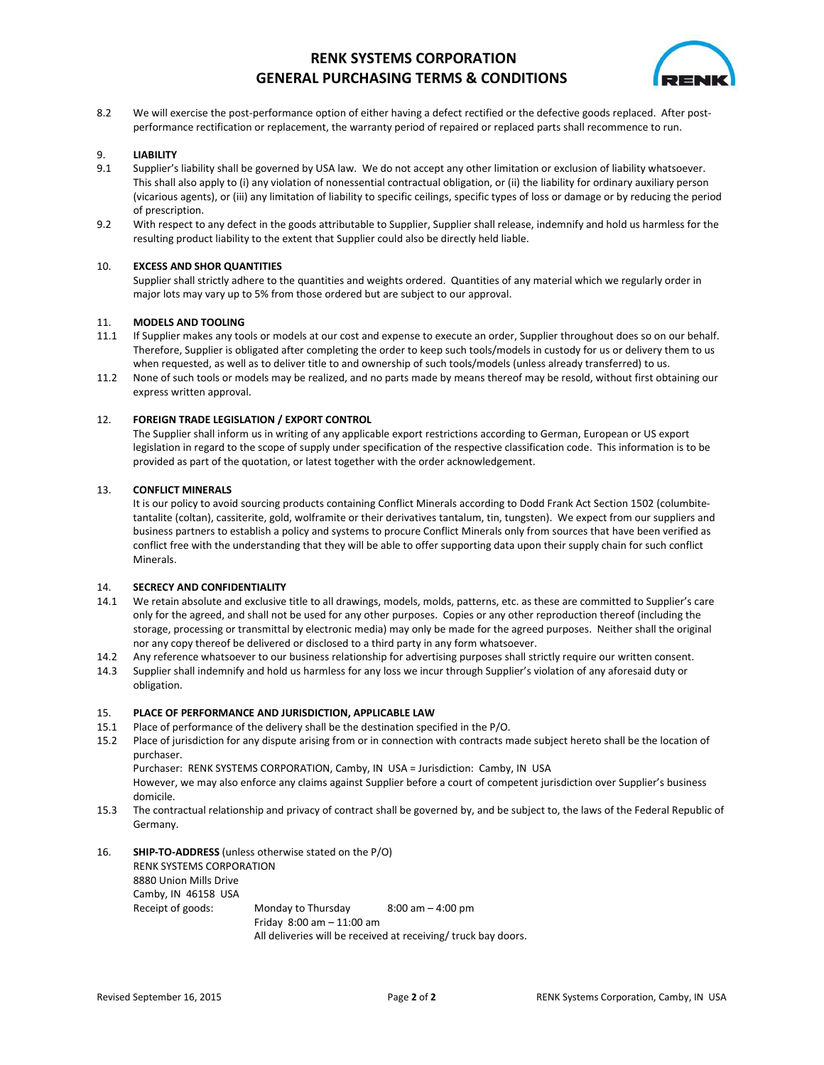8.2 We will exercise the post-performance option of either having a defect rectified or the defective goods replaced. After post-performance rectification or replacement, the warranty period of repaired or replaced parts shall recommence to run.

## 9. LIABILITY

9.1 Supplier's liability shall be governed by USA law. We do not accept any other limitation or exclusion of liability whatsoever. This shall also apply to (i) any violation of nonessential contractual obligation, or (ii) the liability for ordinary auxiliary person (vicarious agents), or (iii) any limitation of liability to specific ceilings, specific types of loss or damage or by reducing the period of prescription.

9.2 With respect to any defect in the goods attributable to Supplier, Supplier shall release, indemnify and hold us harmless for the resulting product liability to the extent that Supplier could also be directly held liable.

## 10. EXCESS AND SHOR QUANTITIES

Supplier shall strictly adhere to the quantities and weights ordered. Quantities of any material which we regularly order in major lots may vary up to 5% from those ordered but are subject to our approval.

## 11. MODELS AND TOOLING

11.1 If Supplier makes any tools or models at our cost and expense to execute an order, Supplier throughout does so on our behalf. Therefore, Supplier is obligated after completing the order to keep such tools/models in custody for us or delivery them to us when requested, as well as to deliver title to and ownership of such tools/models (unless already transferred) to us.

11.2 None of such tools or models may be realized, and no parts made by means thereof may be resold, without first obtaining our express written approval.

## 12. FOREIGN TRADE LEGISLATION / EXPORT CONTROL

The Supplier shall inform us in writing of any applicable export restrictions according to German, European or US export legislation in regard to the scope of supply under specification of the respective classification code. This information is to be provided as part of the quotation, or latest together with the order acknowledgement.

## 13. CONFLICT MINERALS

It is our policy to avoid sourcing products containing Conflict Minerals according to Dodd Frank Act Section 1502 (columbite-tantalite (coltan), cassiterite, gold, wolframite or their derivatives tantalum, tin, tungsten). We expect from our suppliers and business partners to establish a policy and systems to procure Conflict Minerals only from sources that have been verified as conflict free with the understanding that they will be able to offer supporting data upon their supply chain for such conflict Minerals.

## 14. SECRECY AND CONFIDENTIALITY

14.1 We retain absolute and exclusive title to all drawings, models, molds, patterns, etc. as these are committed to Supplier's care only for the agreed, and shall not be used for any other purposes. Copies or any other reproduction thereof (including the storage, processing or transmittal by electronic media) may only be made for the agreed purposes. Neither shall the original nor any copy thereof be delivered or disclosed to a third party in any form whatsoever.

14.2 Any reference whatsoever to our business relationship for advertising purposes shall strictly require our written consent.

14.3 Supplier shall indemnify and hold us harmless for any loss we incur through Supplier's violation of any aforesaid duty or obligation.

## 15. PLACE OF PERFORMANCE AND JURISDICTION, APPLICABLE LAW

15.1 Place of performance of the delivery shall be the destination specified in the P/O.

15.2 Place of jurisdiction for any dispute arising from or in connection with contracts made subject hereto shall be the location of purchaser.
Purchaser: RENK SYSTEMS CORPORATION, Camby, IN USA = Jurisdiction: Camby, IN USA
However, we may also enforce any claims against Supplier before a court of competent jurisdiction over Supplier's business domicile.

15.3 The contractual relationship and privacy of contract shall be governed by, and be subject to, the laws of the Federal Republic of Germany.

## 16. SHIP-TO-ADDRESS (unless otherwise stated on the P/O)

RENK SYSTEMS CORPORATION
8880 Union Mills Drive
Camby, IN 46158 USA

Receipt of goods: Monday to Thursday 8:00 am – 4:00 pm
Friday 8:00 am – 11:00 am
All deliveries will be received at receiving/ truck bay doors.